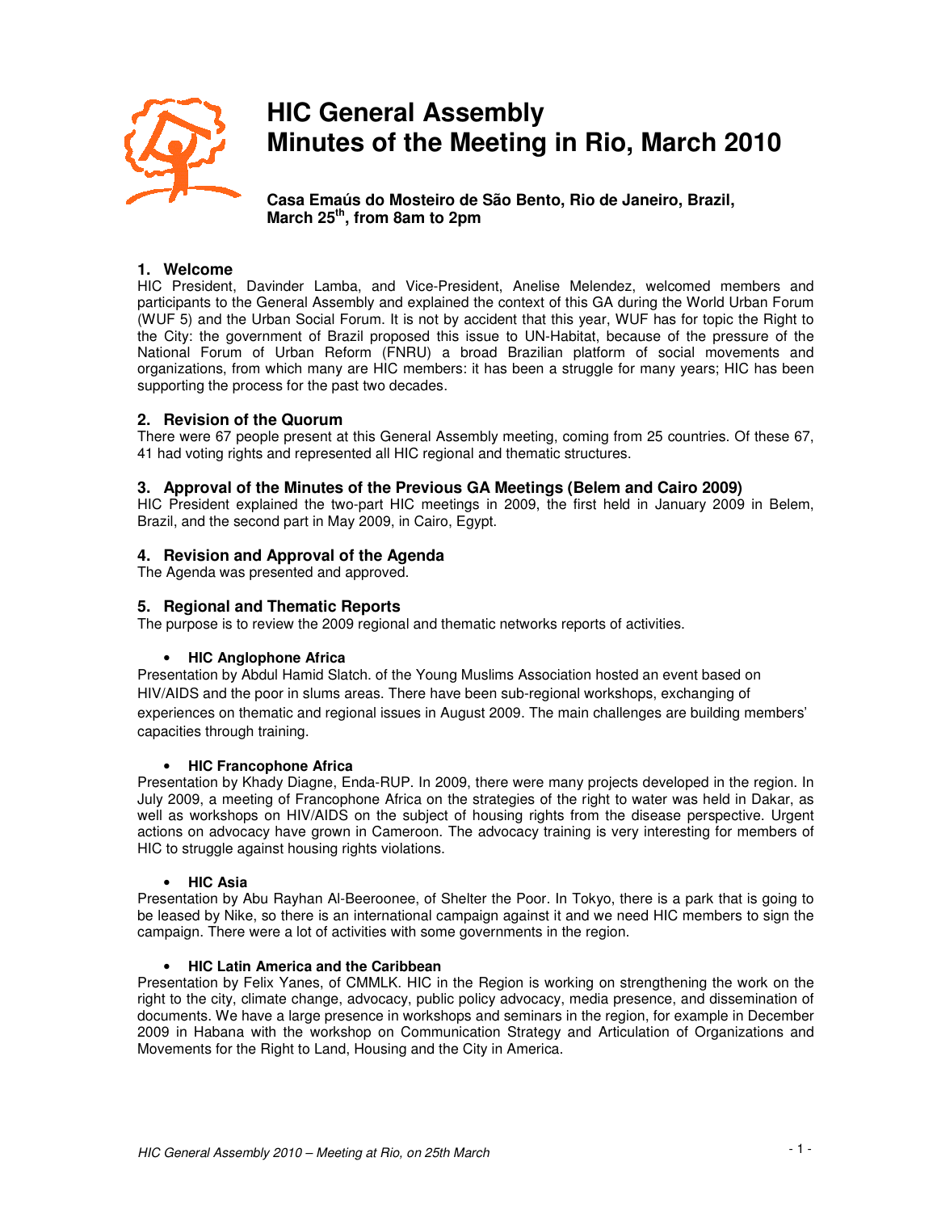# HIC General Assembly
# Minutes of the Meeting in Rio, March 2010

**Casa Emaús do Mosteiro de São Bento, Rio de Janeiro, Brazil, March 25th, from 8am to 2pm**

## 1. Welcome

HIC President, Davinder Lamba, and Vice-President, Anelise Melendez, welcomed members and participants to the General Assembly and explained the context of this GA during the World Urban Forum (WUF 5) and the Urban Social Forum. It is not by accident that this year, WUF has for topic the Right to the City: the government of Brazil proposed this issue to UN-Habitat, because of the pressure of the National Forum of Urban Reform (FNRU) a broad Brazilian platform of social movements and organizations, from which many are HIC members: it has been a struggle for many years; HIC has been supporting the process for the past two decades.

## 2. Revision of the Quorum

There were 67 people present at this General Assembly meeting, coming from 25 countries. Of these 67, 41 had voting rights and represented all HIC regional and thematic structures.

## 3. Approval of the Minutes of the Previous GA Meetings (Belem and Cairo 2009)

HIC President explained the two-part HIC meetings in 2009, the first held in January 2009 in Belem, Brazil, and the second part in May 2009, in Cairo, Egypt.

## 4. Revision and Approval of the Agenda

The Agenda was presented and approved.

## 5. Regional and Thematic Reports

The purpose is to review the 2009 regional and thematic networks reports of activities.

- **HIC Anglophone Africa**

Presentation by Abdul Hamid Slatch. of the Young Muslims Association hosted an event based on HIV/AIDS and the poor in slums areas. There have been sub-regional workshops, exchanging of experiences on thematic and regional issues in August 2009. The main challenges are building members' capacities through training.

- **HIC Francophone Africa**

Presentation by Khady Diagne, Enda-RUP. In 2009, there were many projects developed in the region. In July 2009, a meeting of Francophone Africa on the strategies of the right to water was held in Dakar, as well as workshops on HIV/AIDS on the subject of housing rights from the disease perspective. Urgent actions on advocacy have grown in Cameroon. The advocacy training is very interesting for members of HIC to struggle against housing rights violations.

- **HIC Asia**

Presentation by Abu Rayhan Al-Beeroonee, of Shelter the Poor. In Tokyo, there is a park that is going to be leased by Nike, so there is an international campaign against it and we need HIC members to sign the campaign. There were a lot of activities with some governments in the region.

- **HIC Latin America and the Caribbean**

Presentation by Felix Yanes, of CMMLK. HIC in the Region is working on strengthening the work on the right to the city, climate change, advocacy, public policy advocacy, media presence, and dissemination of documents. We have a large presence in workshops and seminars in the region, for example in December 2009 in Habana with the workshop on Communication Strategy and Articulation of Organizations and Movements for the Right to Land, Housing and the City in America.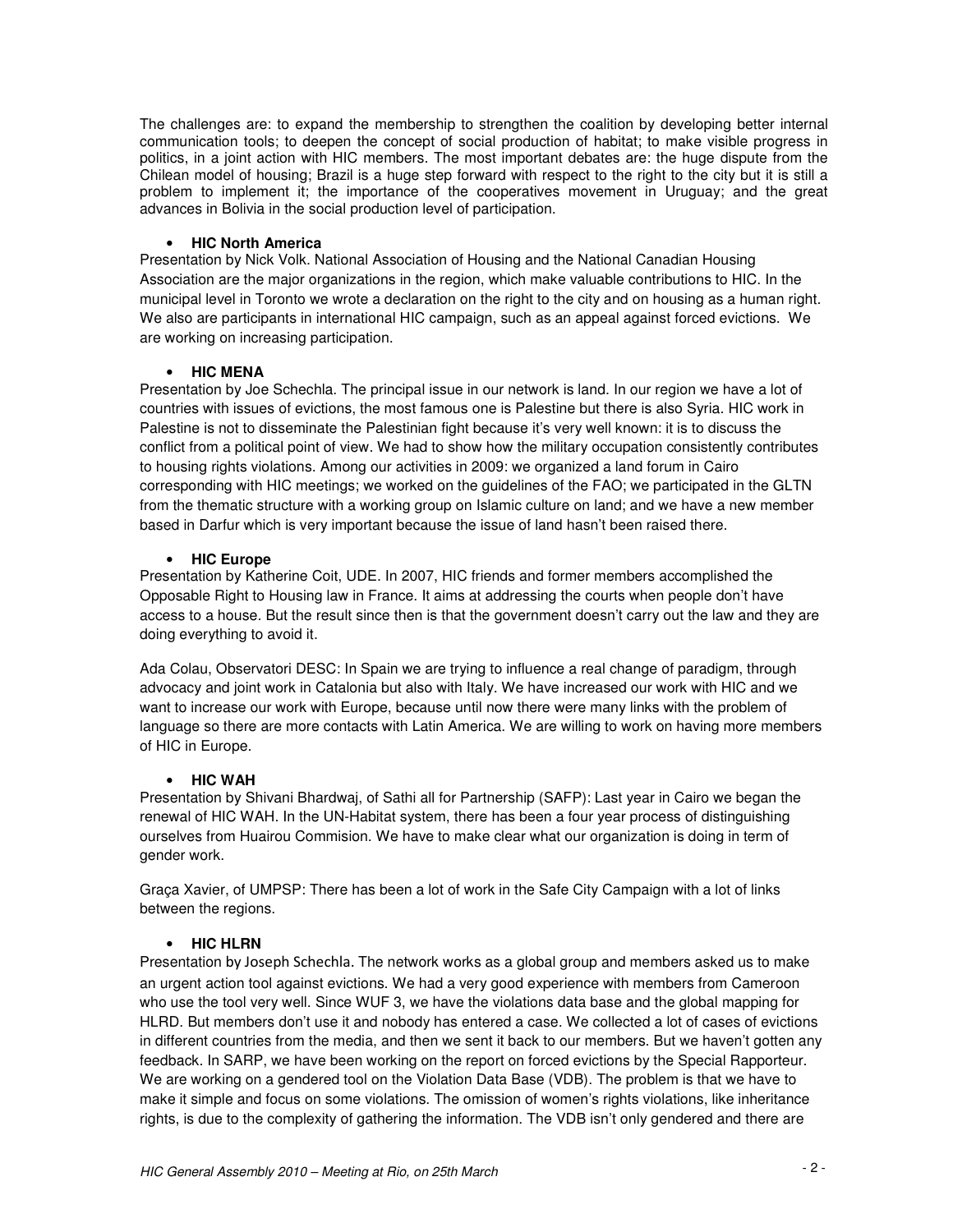The challenges are: to expand the membership to strengthen the coalition by developing better internal communication tools; to deepen the concept of social production of habitat; to make visible progress in politics, in a joint action with HIC members. The most important debates are: the huge dispute from the Chilean model of housing; Brazil is a huge step forward with respect to the right to the city but it is still a problem to implement it; the importance of the cooperatives movement in Uruguay; and the great advances in Bolivia in the social production level of participation.

- **HIC North America**

Presentation by Nick Volk. National Association of Housing and the National Canadian Housing Association are the major organizations in the region, which make valuable contributions to HIC. In the municipal level in Toronto we wrote a declaration on the right to the city and on housing as a human right. We also are participants in international HIC campaign, such as an appeal against forced evictions. We are working on increasing participation.

- **HIC MENA**

Presentation by Joe Schechla. The principal issue in our network is land. In our region we have a lot of countries with issues of evictions, the most famous one is Palestine but there is also Syria. HIC work in Palestine is not to disseminate the Palestinian fight because it's very well known: it is to discuss the conflict from a political point of view. We had to show how the military occupation consistently contributes to housing rights violations. Among our activities in 2009: we organized a land forum in Cairo corresponding with HIC meetings; we worked on the guidelines of the FAO; we participated in the GLTN from the thematic structure with a working group on Islamic culture on land; and we have a new member based in Darfur which is very important because the issue of land hasn't been raised there.

- **HIC Europe**

Presentation by Katherine Coit, UDE. In 2007, HIC friends and former members accomplished the Opposable Right to Housing law in France. It aims at addressing the courts when people don't have access to a house. But the result since then is that the government doesn't carry out the law and they are doing everything to avoid it.

Ada Colau, Observatori DESC: In Spain we are trying to influence a real change of paradigm, through advocacy and joint work in Catalonia but also with Italy. We have increased our work with HIC and we want to increase our work with Europe, because until now there were many links with the problem of language so there are more contacts with Latin America. We are willing to work on having more members of HIC in Europe.

- **HIC WAH**

Presentation by Shivani Bhardwaj, of Sathi all for Partnership (SAFP): Last year in Cairo we began the renewal of HIC WAH. In the UN-Habitat system, there has been a four year process of distinguishing ourselves from Huairou Commision. We have to make clear what our organization is doing in term of gender work.

Graça Xavier, of UMPSP: There has been a lot of work in the Safe City Campaign with a lot of links between the regions.

- **HIC HLRN**

Presentation by Joseph Schechla. The network works as a global group and members asked us to make an urgent action tool against evictions. We had a very good experience with members from Cameroon who use the tool very well. Since WUF 3, we have the violations data base and the global mapping for HLRD. But members don't use it and nobody has entered a case. We collected a lot of cases of evictions in different countries from the media, and then we sent it back to our members. But we haven't gotten any feedback. In SARP, we have been working on the report on forced evictions by the Special Rapporteur. We are working on a gendered tool on the Violation Data Base (VDB). The problem is that we have to make it simple and focus on some violations. The omission of women's rights violations, like inheritance rights, is due to the complexity of gathering the information. The VDB isn't only gendered and there are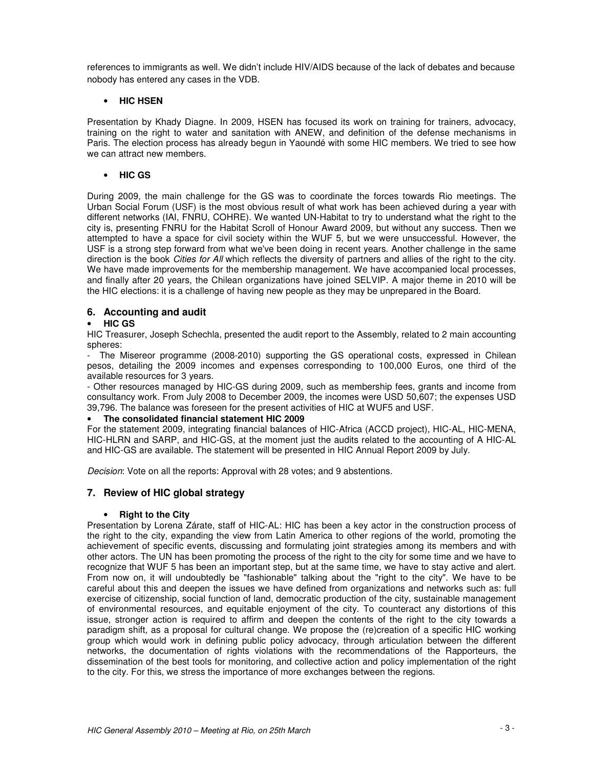references to immigrants as well. We didn't include HIV/AIDS because of the lack of debates and because nobody has entered any cases in the VDB.

- **HIC HSEN**

Presentation by Khady Diagne. In 2009, HSEN has focused its work on training for trainers, advocacy, training on the right to water and sanitation with ANEW, and definition of the defense mechanisms in Paris. The election process has already begun in Yaoundé with some HIC members. We tried to see how we can attract new members.

- **HIC GS**

During 2009, the main challenge for the GS was to coordinate the forces towards Rio meetings. The Urban Social Forum (USF) is the most obvious result of what work has been achieved during a year with different networks (IAI, FNRU, COHRE). We wanted UN-Habitat to try to understand what the right to the city is, presenting FNRU for the Habitat Scroll of Honour Award 2009, but without any success. Then we attempted to have a space for civil society within the WUF 5, but we were unsuccessful. However, the USF is a strong step forward from what we've been doing in recent years. Another challenge in the same direction is the book *Cities for All* which reflects the diversity of partners and allies of the right to the city. We have made improvements for the membership management. We have accompanied local processes, and finally after 20 years, the Chilean organizations have joined SELVIP. A major theme in 2010 will be the HIC elections: it is a challenge of having new people as they may be unprepared in the Board.

## 6. Accounting and audit

- **HIC GS**

HIC Treasurer, Joseph Schechla, presented the audit report to the Assembly, related to 2 main accounting spheres:

- The Misereor programme (2008-2010) supporting the GS operational costs, expressed in Chilean pesos, detailing the 2009 incomes and expenses corresponding to 100,000 Euros, one third of the available resources for 3 years.
- Other resources managed by HIC-GS during 2009, such as membership fees, grants and income from consultancy work. From July 2008 to December 2009, the incomes were USD 50,607; the expenses USD 39,796. The balance was foreseen for the present activities of HIC at WUF5 and USF.

- **The consolidated financial statement HIC 2009**

For the statement 2009, integrating financial balances of HIC-Africa (ACCD project), HIC-AL, HIC-MENA, HIC-HLRN and SARP, and HIC-GS, at the moment just the audits related to the accounting of A HIC-AL and HIC-GS are available. The statement will be presented in HIC Annual Report 2009 by July.

*Decision*: Vote on all the reports: Approval with 28 votes; and 9 abstentions.

## 7. Review of HIC global strategy

- **Right to the City**

Presentation by Lorena Zárate, staff of HIC-AL: HIC has been a key actor in the construction process of the right to the city, expanding the view from Latin America to other regions of the world, promoting the achievement of specific events, discussing and formulating joint strategies among its members and with other actors. The UN has been promoting the process of the right to the city for some time and we have to recognize that WUF 5 has been an important step, but at the same time, we have to stay active and alert. From now on, it will undoubtedly be "fashionable" talking about the "right to the city". We have to be careful about this and deepen the issues we have defined from organizations and networks such as: full exercise of citizenship, social function of land, democratic production of the city, sustainable management of environmental resources, and equitable enjoyment of the city. To counteract any distortions of this issue, stronger action is required to affirm and deepen the contents of the right to the city towards a paradigm shift, as a proposal for cultural change. We propose the (re)creation of a specific HIC working group which would work in defining public policy advocacy, through articulation between the different networks, the documentation of rights violations with the recommendations of the Rapporteurs, the dissemination of the best tools for monitoring, and collective action and policy implementation of the right to the city. For this, we stress the importance of more exchanges between the regions.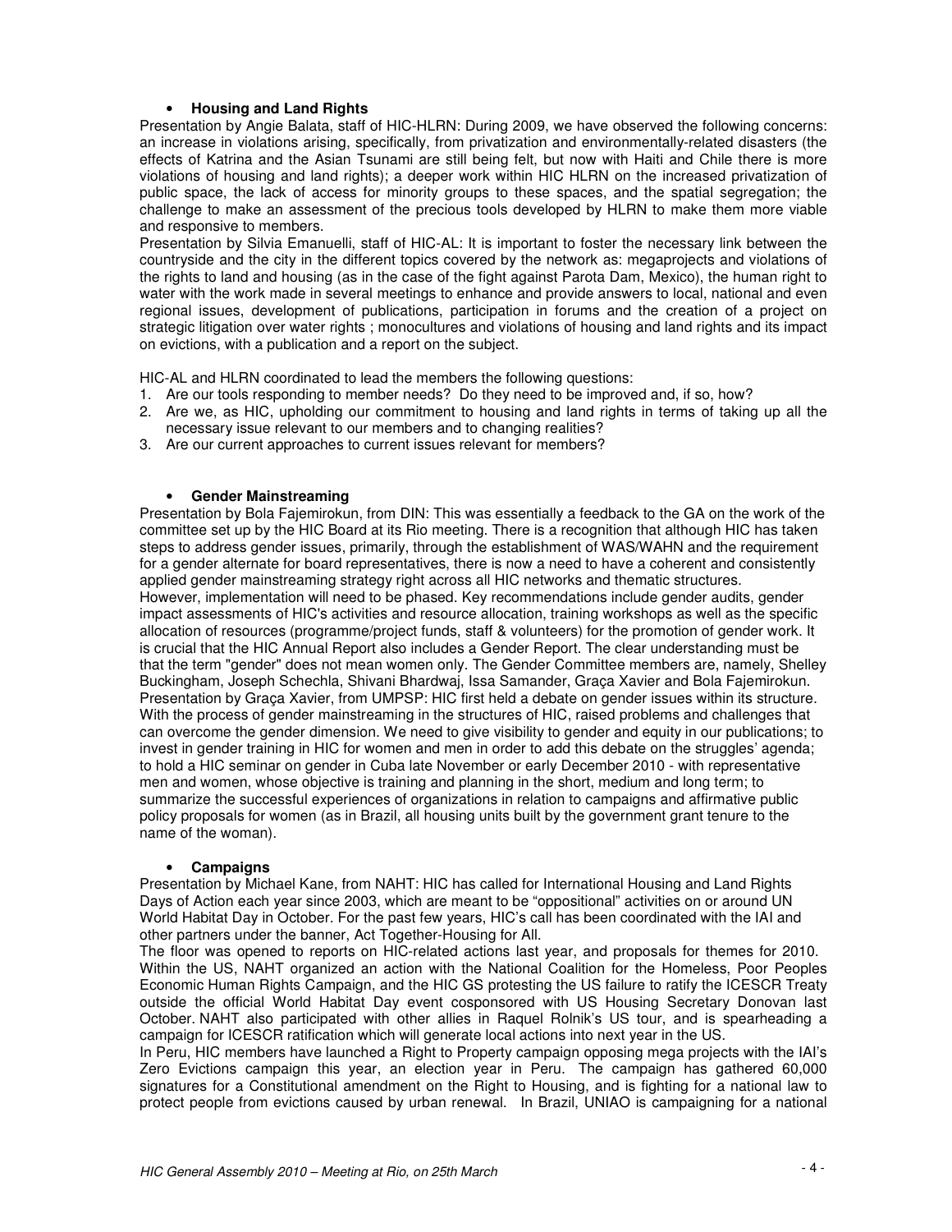- **Housing and Land Rights**

Presentation by Angie Balata, staff of HIC-HLRN: During 2009, we have observed the following concerns: an increase in violations arising, specifically, from privatization and environmentally-related disasters (the effects of Katrina and the Asian Tsunami are still being felt, but now with Haiti and Chile there is more violations of housing and land rights); a deeper work within HIC HLRN on the increased privatization of public space, the lack of access for minority groups to these spaces, and the spatial segregation; the challenge to make an assessment of the precious tools developed by HLRN to make them more viable and responsive to members.

Presentation by Silvia Emanuelli, staff of HIC-AL: It is important to foster the necessary link between the countryside and the city in the different topics covered by the network as: megaprojects and violations of the rights to land and housing (as in the case of the fight against Parota Dam, Mexico), the human right to water with the work made in several meetings to enhance and provide answers to local, national and even regional issues, development of publications, participation in forums and the creation of a project on strategic litigation over water rights ; monocultures and violations of housing and land rights and its impact on evictions, with a publication and a report on the subject.

HIC-AL and HLRN coordinated to lead the members the following questions:

1. Are our tools responding to member needs? Do they need to be improved and, if so, how?
2. Are we, as HIC, upholding our commitment to housing and land rights in terms of taking up all the necessary issue relevant to our members and to changing realities?
3. Are our current approaches to current issues relevant for members?

- **Gender Mainstreaming**

Presentation by Bola Fajemirokun, from DIN: This was essentially a feedback to the GA on the work of the committee set up by the HIC Board at its Rio meeting. There is a recognition that although HIC has taken steps to address gender issues, primarily, through the establishment of WAS/WAHN and the requirement for a gender alternate for board representatives, there is now a need to have a coherent and consistently applied gender mainstreaming strategy right across all HIC networks and thematic structures.
However, implementation will need to be phased. Key recommendations include gender audits, gender impact assessments of HIC's activities and resource allocation, training workshops as well as the specific allocation of resources (programme/project funds, staff & volunteers) for the promotion of gender work. It is crucial that the HIC Annual Report also includes a Gender Report. The clear understanding must be that the term "gender" does not mean women only. The Gender Committee members are, namely, Shelley Buckingham, Joseph Schechla, Shivani Bhardwaj, Issa Samander, Graça Xavier and Bola Fajemirokun.
Presentation by Graça Xavier, from UMPSP: HIC first held a debate on gender issues within its structure. With the process of gender mainstreaming in the structures of HIC, raised problems and challenges that can overcome the gender dimension. We need to give visibility to gender and equity in our publications; to invest in gender training in HIC for women and men in order to add this debate on the struggles' agenda; to hold a HIC seminar on gender in Cuba late November or early December 2010 - with representative men and women, whose objective is training and planning in the short, medium and long term; to summarize the successful experiences of organizations in relation to campaigns and affirmative public policy proposals for women (as in Brazil, all housing units built by the government grant tenure to the name of the woman).

- **Campaigns**

Presentation by Michael Kane, from NAHT: HIC has called for International Housing and Land Rights Days of Action each year since 2003, which are meant to be "oppositional" activities on or around UN World Habitat Day in October. For the past few years, HIC's call has been coordinated with the IAI and other partners under the banner, Act Together-Housing for All.
The floor was opened to reports on HIC-related actions last year, and proposals for themes for 2010. Within the US, NAHT organized an action with the National Coalition for the Homeless, Poor Peoples Economic Human Rights Campaign, and the HIC GS protesting the US failure to ratify the ICESCR Treaty outside the official World Habitat Day event cosponsored with US Housing Secretary Donovan last October. NAHT also participated with other allies in Raquel Rolnik's US tour, and is spearheading a campaign for ICESCR ratification which will generate local actions into next year in the US.
In Peru, HIC members have launched a Right to Property campaign opposing mega projects with the IAI's Zero Evictions campaign this year, an election year in Peru. The campaign has gathered 60,000 signatures for a Constitutional amendment on the Right to Housing, and is fighting for a national law to protect people from evictions caused by urban renewal. In Brazil, UNIAO is campaigning for a national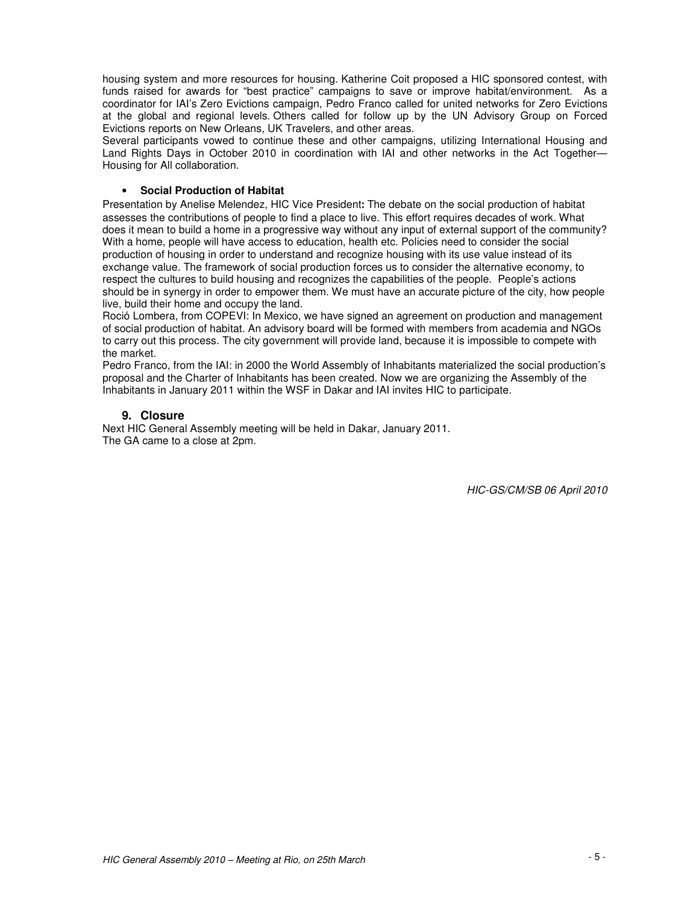housing system and more resources for housing. Katherine Coit proposed a HIC sponsored contest, with funds raised for awards for "best practice" campaigns to save or improve habitat/environment. As a coordinator for IAI's Zero Evictions campaign, Pedro Franco called for united networks for Zero Evictions at the global and regional levels. Others called for follow up by the UN Advisory Group on Forced Evictions reports on New Orleans, UK Travelers, and other areas.

Several participants vowed to continue these and other campaigns, utilizing International Housing and Land Rights Days in October 2010 in coordination with IAI and other networks in the Act Together—Housing for All collaboration.

- **Social Production of Habitat**

Presentation by Anelise Melendez, HIC Vice President**:** The debate on the social production of habitat assesses the contributions of people to find a place to live. This effort requires decades of work. What does it mean to build a home in a progressive way without any input of external support of the community? With a home, people will have access to education, health etc. Policies need to consider the social production of housing in order to understand and recognize housing with its use value instead of its exchange value. The framework of social production forces us to consider the alternative economy, to respect the cultures to build housing and recognizes the capabilities of the people. People's actions should be in synergy in order to empower them. We must have an accurate picture of the city, how people live, build their home and occupy the land.

Roció Lombera, from COPEVI: In Mexico, we have signed an agreement on production and management of social production of habitat. An advisory board will be formed with members from academia and NGOs to carry out this process. The city government will provide land, because it is impossible to compete with the market.

Pedro Franco, from the IAI: in 2000 the World Assembly of Inhabitants materialized the social production's proposal and the Charter of Inhabitants has been created. Now we are organizing the Assembly of the Inhabitants in January 2011 within the WSF in Dakar and IAI invites HIC to participate.

## 9. Closure

Next HIC General Assembly meeting will be held in Dakar, January 2011.
The GA came to a close at 2pm.

*HIC-GS/CM/SB 06 April 2010*